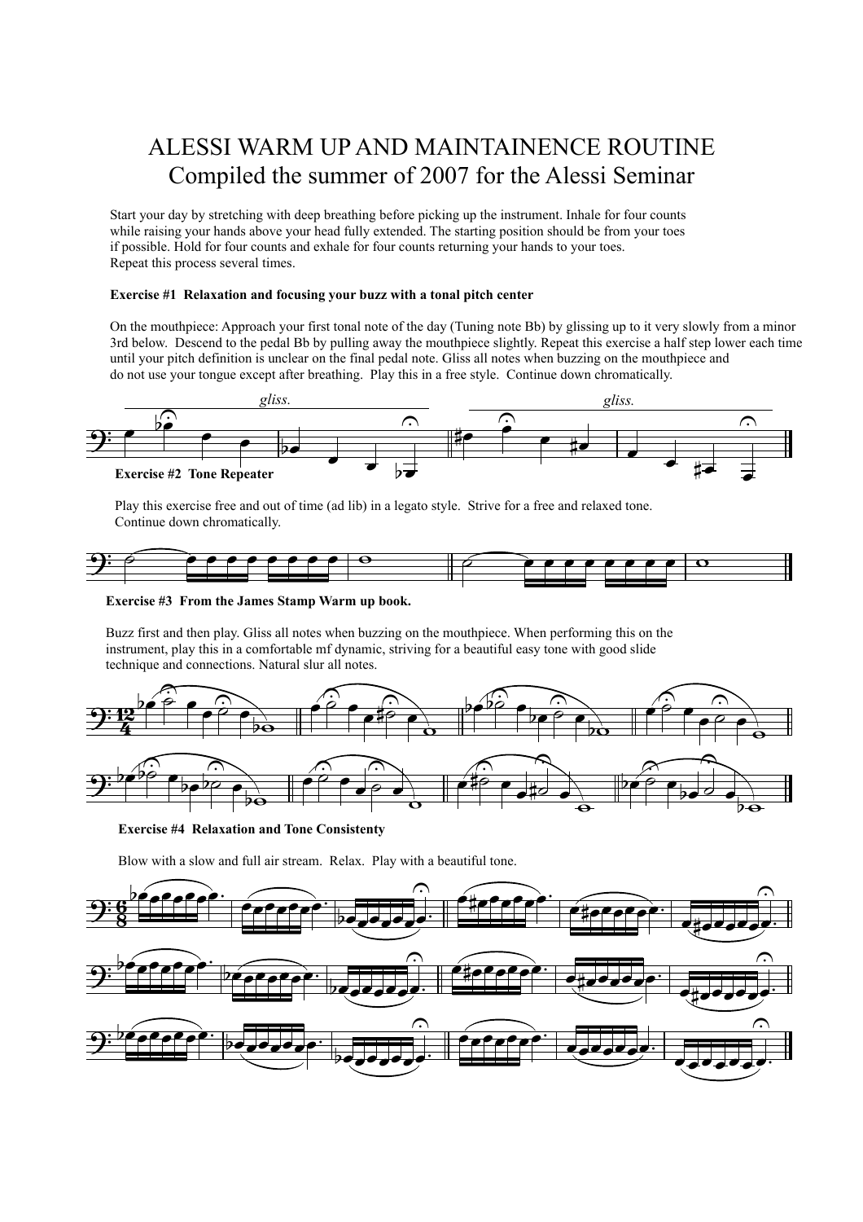# ALESSI WARM UP AND MAINTAINENCE ROUTINE
## Compiled the summer of 2007 for the Alessi Seminar

Start your day by stretching with deep breathing before picking up the instrument. Inhale for four counts while raising your hands above your head fully extended. The starting position should be from your toes if possible. Hold for four counts and exhale for four counts returning your hands to your toes. Repeat this process several times.

**Exercise #1 Relaxation and focusing your buzz with a tonal pitch center**

On the mouthpiece: Approach your first tonal note of the day (Tuning note Bb) by glissing up to it very slowly from a minor 3rd below. Descend to the pedal Bb by pulling away the mouthpiece slightly. Repeat this exercise a half step lower each time until your pitch definition is unclear on the final pedal note. Gliss all notes when buzzing on the mouthpiece and do not use your tongue except after breathing. Play this in a free style. Continue down chromatically.

*gliss.* *gliss.*

**Exercise #2 Tone Repeater**

Play this exercise free and out of time (ad lib) in a legato style. Strive for a free and relaxed tone. Continue down chromatically.

**Exercise #3 From the James Stamp Warm up book.**

Buzz first and then play. Gliss all notes when buzzing on the mouthpiece. When performing this on the instrument, play this in a comfortable mf dynamic, striving for a beautiful easy tone with good slide technique and connections. Natural slur all notes.

**Exercise #4 Relaxation and Tone Consistenty**

Blow with a slow and full air stream. Relax. Play with a beautiful tone.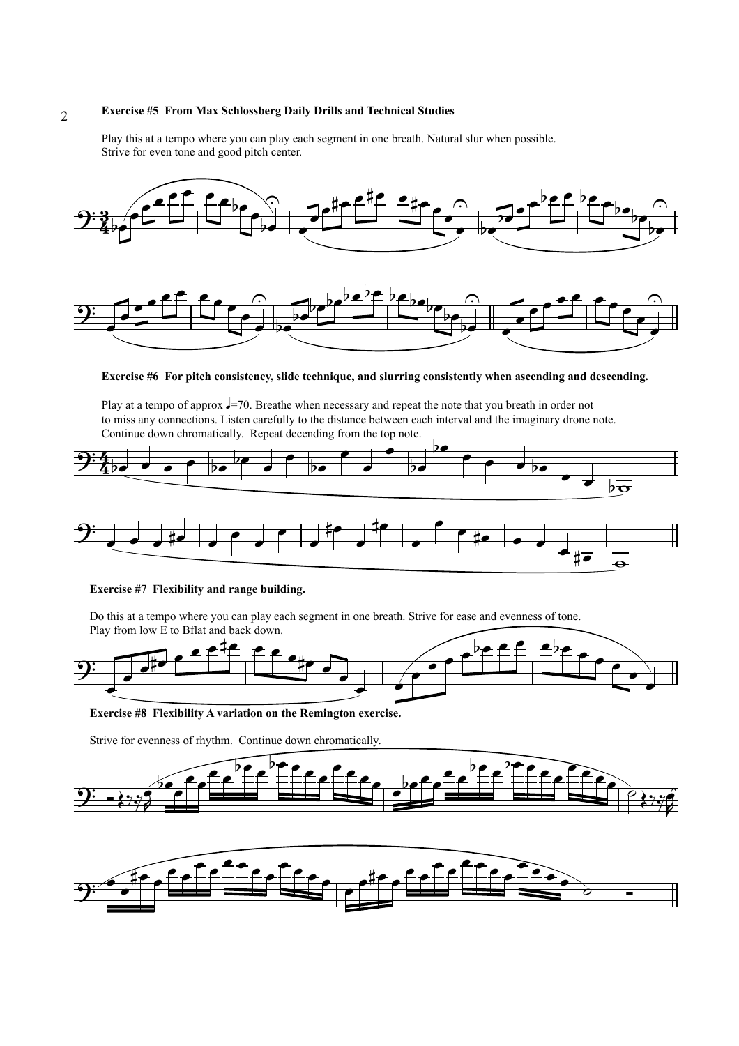**Exercise #5 From Max Schlossberg Daily Drills and Technical Studies**

Play this at a tempo where you can play each segment in one breath. Natural slur when possible. Strive for even tone and good pitch center.

**Exercise #6 For pitch consistency, slide technique, and slurring consistently when ascending and descending.**

Play at a tempo of approx ♩=70. Breathe when necessary and repeat the note that you breath in order not to miss any connections. Listen carefully to the distance between each interval and the imaginary drone note. Continue down chromatically. Repeat decending from the top note.

**Exercise #7 Flexibility and range building.**

Do this at a tempo where you can play each segment in one breath. Strive for ease and evenness of tone. Play from low E to Bflat and back down.

**Exercise #8 Flexibility A variation on the Remington exercise.**

Strive for evenness of rhythm. Continue down chromatically.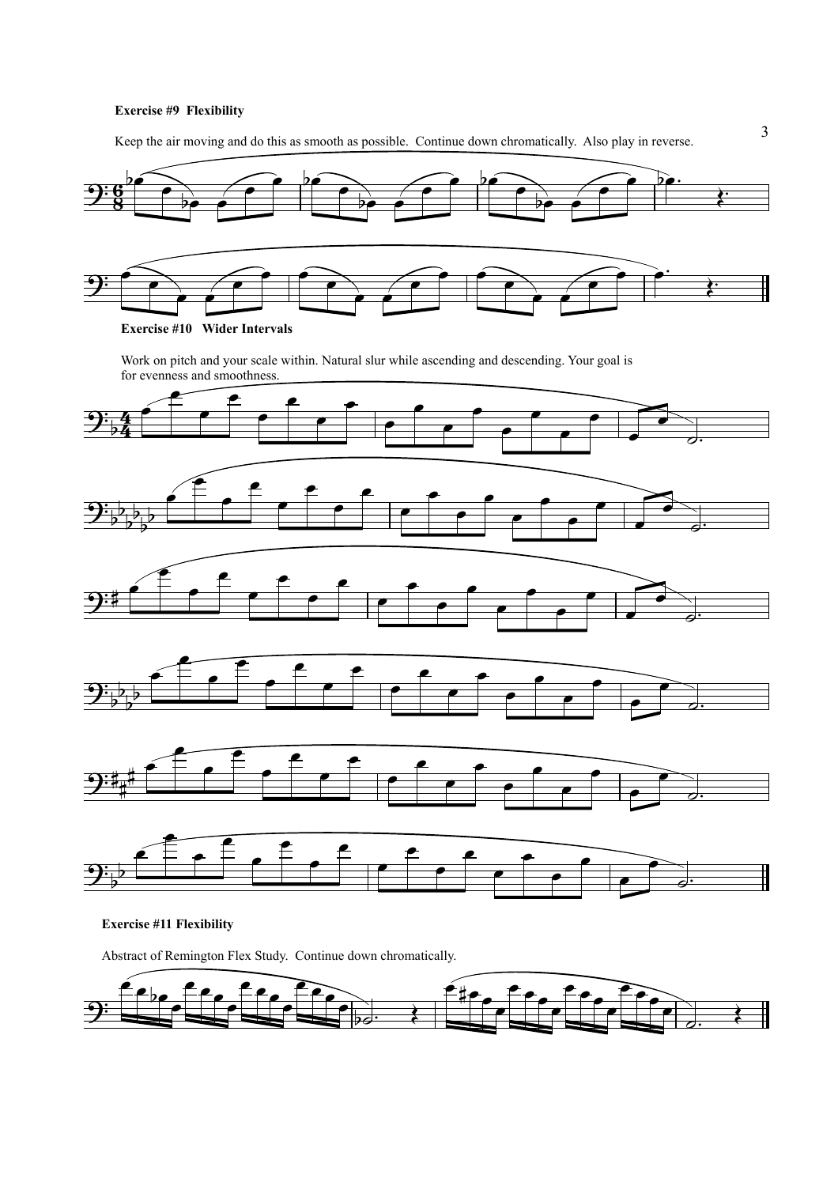**Exercise #9 Flexibility**

Keep the air moving and do this as smooth as possible. Continue down chromatically. Also play in reverse.

**Exercise #10 Wider Intervals**

Work on pitch and your scale within. Natural slur while ascending and descending. Your goal is for evenness and smoothness.

**Exercise #11 Flexibility**

Abstract of Remington Flex Study. Continue down chromatically.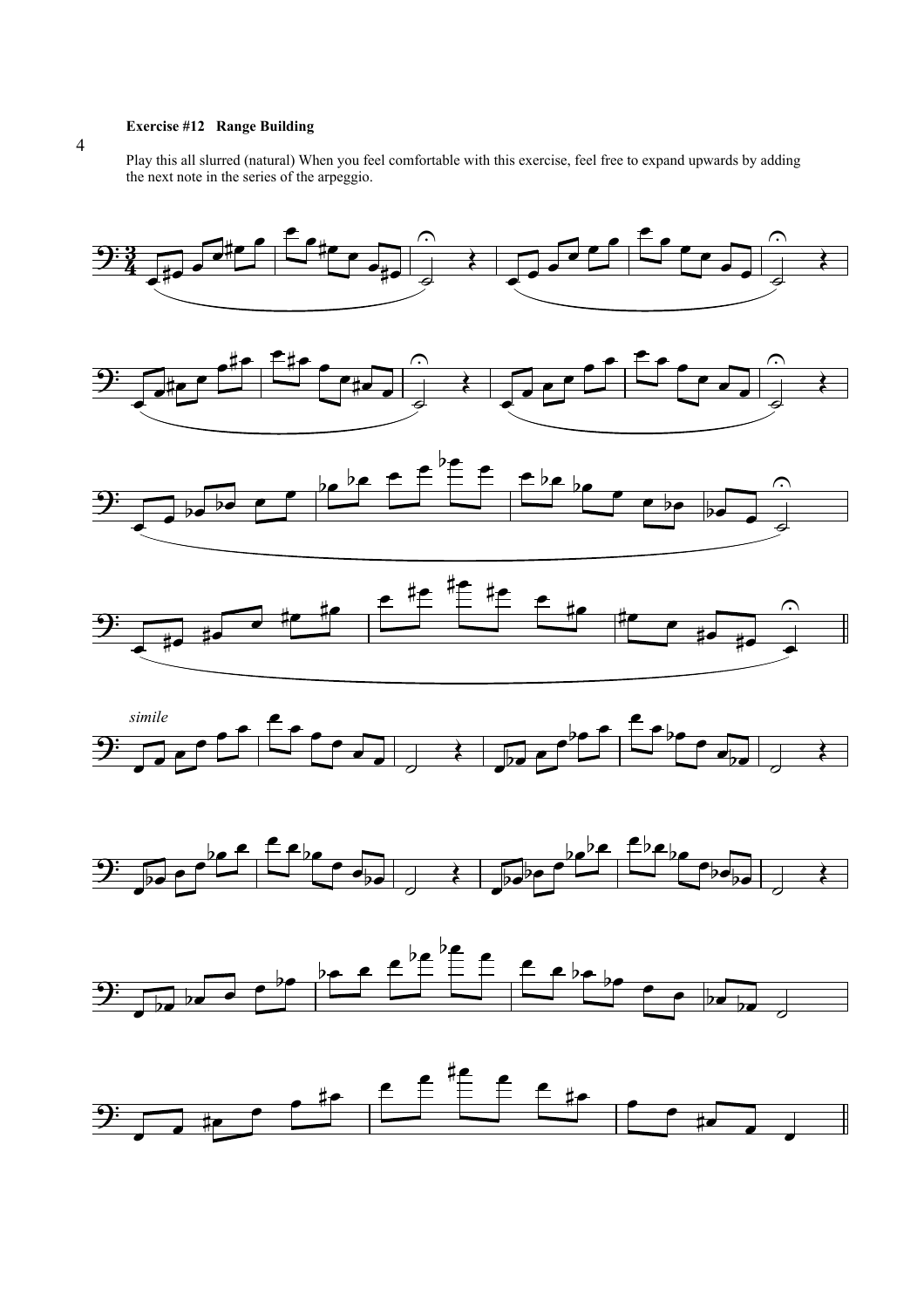### Exercise #12 Range Building

Play this all slurred (natural) When you feel comfortable with this exercise, feel free to expand upwards by adding the next note in the series of the arpeggio.

*simile*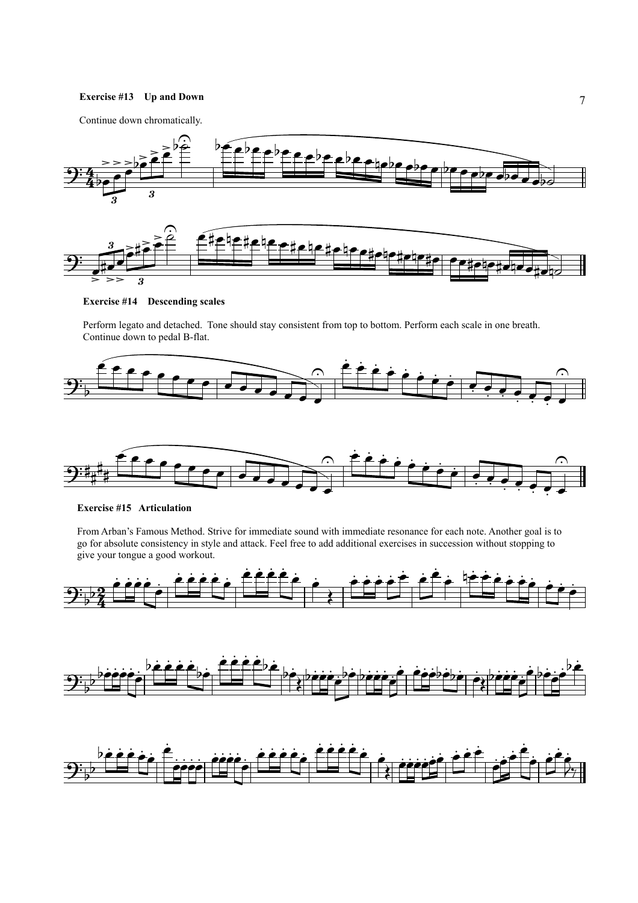**Exercise #13 Up and Down**

Continue down chromatically.

**Exercise #14 Descending scales**

Perform legato and detached. Tone should stay consistent from top to bottom. Perform each scale in one breath. Continue down to pedal B-flat.

**Exercise #15 Articulation**

From Arban's Famous Method. Strive for immediate sound with immediate resonance for each note. Another goal is to go for absolute consistency in style and attack. Feel free to add additional exercises in succession without stopping to give your tongue a good workout.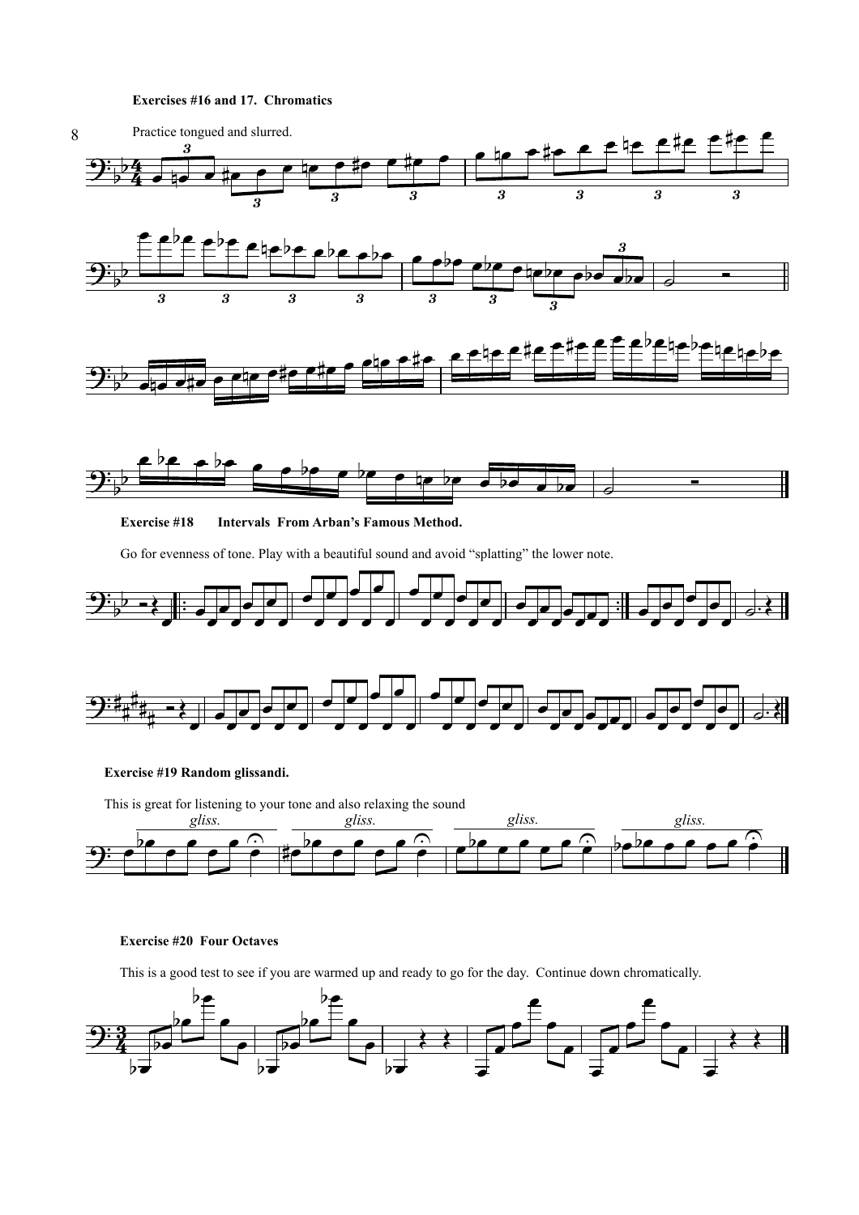**Exercises #16 and 17. Chromatics**

Practice tongued and slurred.

**Exercise #18 Intervals From Arban's Famous Method.**

Go for evenness of tone. Play with a beautiful sound and avoid "splatting" the lower note.

**Exercise #19 Random glissandi.**

This is great for listening to your tone and also relaxing the sound

*gliss.* *gliss.* *gliss.* *gliss.*

**Exercise #20 Four Octaves**

This is a good test to see if you are warmed up and ready to go for the day. Continue down chromatically.